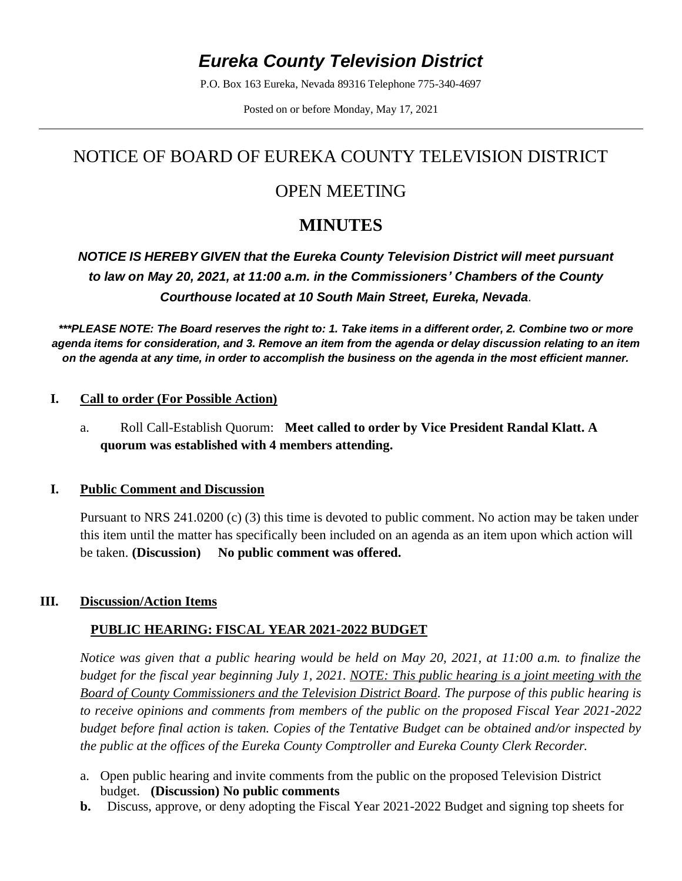# *Eureka County Television District*

P.O. Box 163 Eureka, Nevada 89316 Telephone 775-340-4697

Posted on or before Monday, May 17, 2021

---

## NOTICE OF BOARD OF EUREKA COUNTY TELEVISION DISTRICT

## OPEN MEETING

## MINUTES

***NOTICE IS HEREBY GIVEN that the Eureka County Television District will meet pursuant to law on May 20, 2021, at 11:00 a.m. in the Commissioners' Chambers of the County Courthouse located at 10 South Main Street, Eureka, Nevada.***

***\*\*\*PLEASE NOTE: The Board reserves the right to: 1. Take items in a different order, 2. Combine two or more agenda items for consideration, and 3. Remove an item from the agenda or delay discussion relating to an item on the agenda at any time, in order to accomplish the business on the agenda in the most efficient manner.***

**I. Call to order (For Possible Action)**

a. Roll Call-Establish Quorum: **Meet called to order by Vice President Randal Klatt. A quorum was established with 4 members attending.**

**I. Public Comment and Discussion**

Pursuant to NRS 241.0200 (c) (3) this time is devoted to public comment. No action may be taken under this item until the matter has specifically been included on an agenda as an item upon which action will be taken. **(Discussion) No public comment was offered.**

**III. Discussion/Action Items**

**PUBLIC HEARING: FISCAL YEAR 2021-2022 BUDGET**

*Notice was given that a public hearing would be held on May 20, 2021, at 11:00 a.m. to finalize the budget for the fiscal year beginning July 1, 2021. NOTE: This public hearing is a joint meeting with the Board of County Commissioners and the Television District Board. The purpose of this public hearing is to receive opinions and comments from members of the public on the proposed Fiscal Year 2021-2022 budget before final action is taken. Copies of the Tentative Budget can be obtained and/or inspected by the public at the offices of the Eureka County Comptroller and Eureka County Clerk Recorder.*

a. Open public hearing and invite comments from the public on the proposed Television District budget. **(Discussion) No public comments**

**b.** Discuss, approve, or deny adopting the Fiscal Year 2021-2022 Budget and signing top sheets for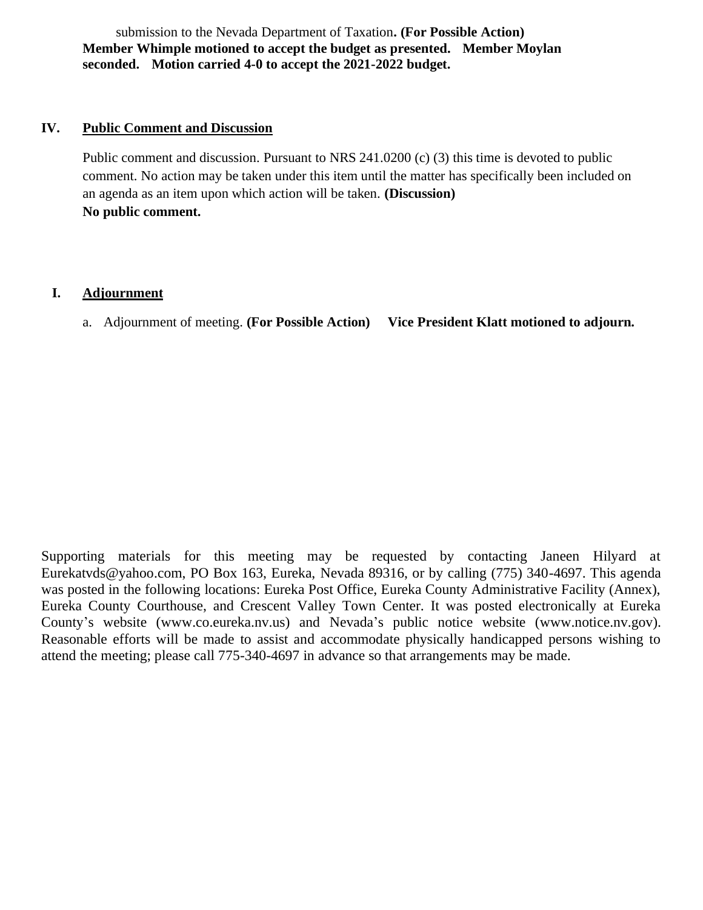submission to the Nevada Department of Taxation**. (For Possible Action)**
**Member Whimple motioned to accept the budget as presented. Member Moylan seconded. Motion carried 4-0 to accept the 2021-2022 budget.**

## IV. Public Comment and Discussion

Public comment and discussion. Pursuant to NRS 241.0200 (c) (3) this time is devoted to public comment. No action may be taken under this item until the matter has specifically been included on an agenda as an item upon which action will be taken. **(Discussion)**
**No public comment.**

## I. Adjournment

a. Adjournment of meeting. **(For Possible Action) Vice President Klatt motioned to adjourn.**

Supporting materials for this meeting may be requested by contacting Janeen Hilyard at Eurekatvds@yahoo.com, PO Box 163, Eureka, Nevada 89316, or by calling (775) 340-4697. This agenda was posted in the following locations: Eureka Post Office, Eureka County Administrative Facility (Annex), Eureka County Courthouse, and Crescent Valley Town Center. It was posted electronically at Eureka County's website (www.co.eureka.nv.us) and Nevada's public notice website (www.notice.nv.gov). Reasonable efforts will be made to assist and accommodate physically handicapped persons wishing to attend the meeting; please call 775-340-4697 in advance so that arrangements may be made.